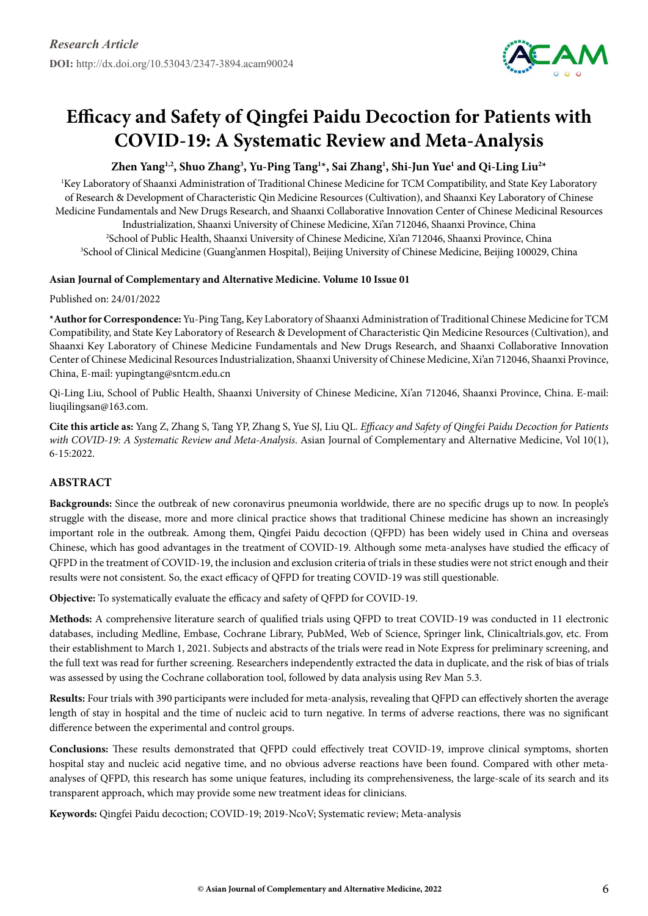*Research Article*

**DOI:** http://dx.doi.org/10.53043/2347-3894.acam90024

# Efficacy and Safety of Qingfei Paidu Decoction for Patients with COVID-19: A Systematic Review and Meta-Analysis

**Zhen Yang[1,2], Shuo Zhang[3], Yu-Ping Tang[1]*, Sai Zhang[1], Shi-Jun Yue[1] and Qi-Ling Liu[2]***

[1]Key Laboratory of Shaanxi Administration of Traditional Chinese Medicine for TCM Compatibility, and State Key Laboratory of Research & Development of Characteristic Qin Medicine Resources (Cultivation), and Shaanxi Key Laboratory of Chinese Medicine Fundamentals and New Drugs Research, and Shaanxi Collaborative Innovation Center of Chinese Medicinal Resources Industrialization, Shaanxi University of Chinese Medicine, Xi'an 712046, Shaanxi Province, China

[2]School of Public Health, Shaanxi University of Chinese Medicine, Xi'an 712046, Shaanxi Province, China

[3]School of Clinical Medicine (Guang'anmen Hospital), Beijing University of Chinese Medicine, Beijing 100029, China

**Asian Journal of Complementary and Alternative Medicine. Volume 10 Issue 01**

Published on: 24/01/2022

**\*Author for Correspondence:** Yu-Ping Tang, Key Laboratory of Shaanxi Administration of Traditional Chinese Medicine for TCM Compatibility, and State Key Laboratory of Research & Development of Characteristic Qin Medicine Resources (Cultivation), and Shaanxi Key Laboratory of Chinese Medicine Fundamentals and New Drugs Research, and Shaanxi Collaborative Innovation Center of Chinese Medicinal Resources Industrialization, Shaanxi University of Chinese Medicine, Xi'an 712046, Shaanxi Province, China, E-mail: yupingtang@sntcm.edu.cn

Qi-Ling Liu, School of Public Health, Shaanxi University of Chinese Medicine, Xi'an 712046, Shaanxi Province, China. E-mail: liuqilingsan@163.com.

**Cite this article as:** Yang Z, Zhang S, Tang YP, Zhang S, Yue SJ, Liu QL. *Efficacy and Safety of Qingfei Paidu Decoction for Patients with COVID-19: A Systematic Review and Meta-Analysis*. Asian Journal of Complementary and Alternative Medicine, Vol 10(1), 6-15:2022.

## ABSTRACT

**Backgrounds:** Since the outbreak of new coronavirus pneumonia worldwide, there are no specific drugs up to now. In people's struggle with the disease, more and more clinical practice shows that traditional Chinese medicine has shown an increasingly important role in the outbreak. Among them, Qingfei Paidu decoction (QFPD) has been widely used in China and overseas Chinese, which has good advantages in the treatment of COVID-19. Although some meta-analyses have studied the efficacy of QFPD in the treatment of COVID-19, the inclusion and exclusion criteria of trials in these studies were not strict enough and their results were not consistent. So, the exact efficacy of QFPD for treating COVID-19 was still questionable.

**Objective:** To systematically evaluate the efficacy and safety of QFPD for COVID-19.

**Methods:** A comprehensive literature search of qualified trials using QFPD to treat COVID-19 was conducted in 11 electronic databases, including Medline, Embase, Cochrane Library, PubMed, Web of Science, Springer link, Clinicaltrials.gov, etc. From their establishment to March 1, 2021. Subjects and abstracts of the trials were read in Note Express for preliminary screening, and the full text was read for further screening. Researchers independently extracted the data in duplicate, and the risk of bias of trials was assessed by using the Cochrane collaboration tool, followed by data analysis using Rev Man 5.3.

**Results:** Four trials with 390 participants were included for meta-analysis, revealing that QFPD can effectively shorten the average length of stay in hospital and the time of nucleic acid to turn negative. In terms of adverse reactions, there was no significant difference between the experimental and control groups.

**Conclusions:** These results demonstrated that QFPD could effectively treat COVID-19, improve clinical symptoms, shorten hospital stay and nucleic acid negative time, and no obvious adverse reactions have been found. Compared with other meta-analyses of QFPD, this research has some unique features, including its comprehensiveness, the large-scale of its search and its transparent approach, which may provide some new treatment ideas for clinicians.

**Keywords:** Qingfei Paidu decoction; COVID-19; 2019-NcoV; Systematic review; Meta-analysis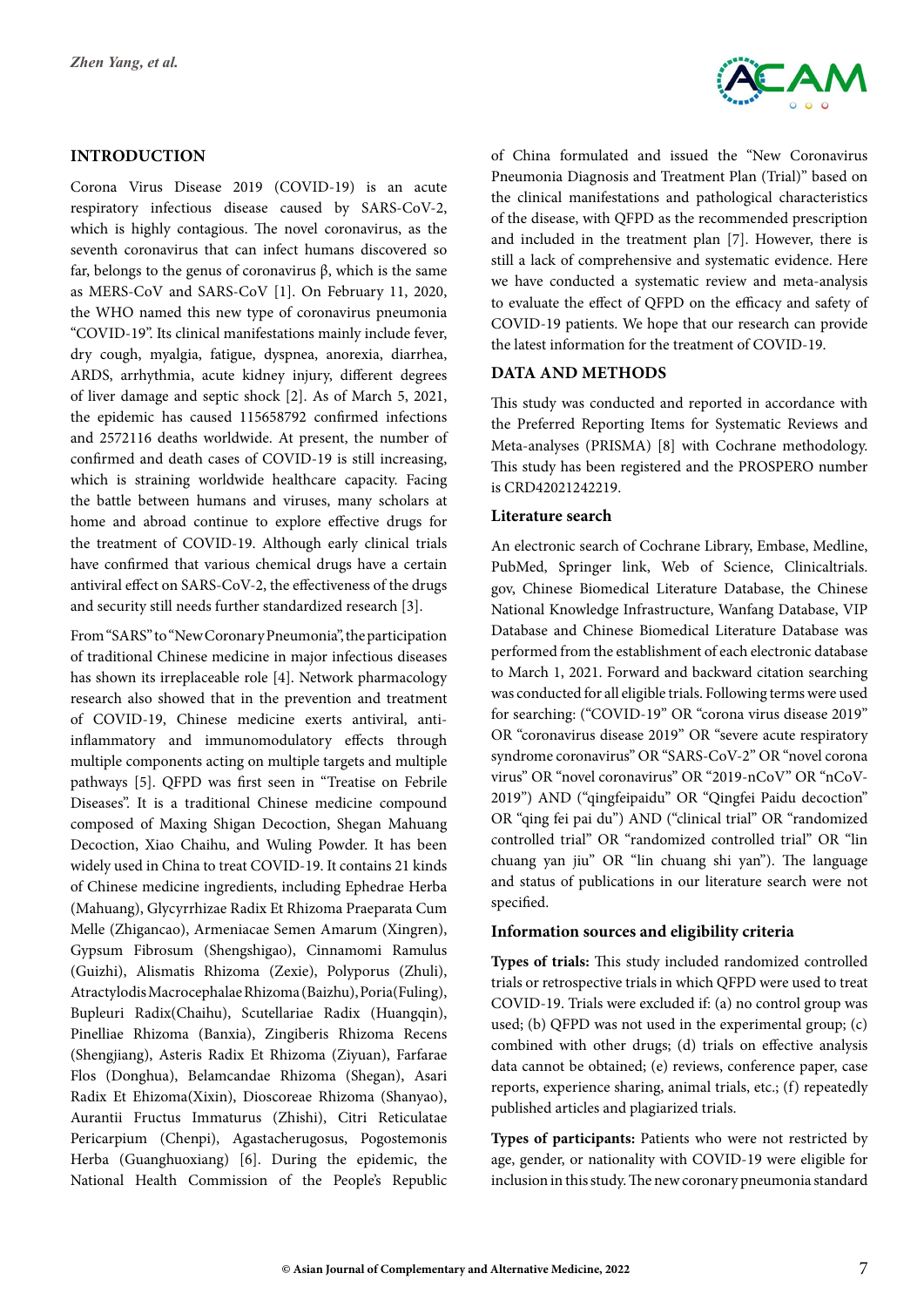## INTRODUCTION

Corona Virus Disease 2019 (COVID-19) is an acute respiratory infectious disease caused by SARS-CoV-2, which is highly contagious. The novel coronavirus, as the seventh coronavirus that can infect humans discovered so far, belongs to the genus of coronavirus β, which is the same as MERS-CoV and SARS-CoV [1]. On February 11, 2020, the WHO named this new type of coronavirus pneumonia "COVID-19". Its clinical manifestations mainly include fever, dry cough, myalgia, fatigue, dyspnea, anorexia, diarrhea, ARDS, arrhythmia, acute kidney injury, different degrees of liver damage and septic shock [2]. As of March 5, 2021, the epidemic has caused 115658792 confirmed infections and 2572116 deaths worldwide. At present, the number of confirmed and death cases of COVID-19 is still increasing, which is straining worldwide healthcare capacity. Facing the battle between humans and viruses, many scholars at home and abroad continue to explore effective drugs for the treatment of COVID-19. Although early clinical trials have confirmed that various chemical drugs have a certain antiviral effect on SARS-CoV-2, the effectiveness of the drugs and security still needs further standardized research [3].

From "SARS" to "New Coronary Pneumonia", the participation of traditional Chinese medicine in major infectious diseases has shown its irreplaceable role [4]. Network pharmacology research also showed that in the prevention and treatment of COVID-19, Chinese medicine exerts antiviral, anti-inflammatory and immunomodulatory effects through multiple components acting on multiple targets and multiple pathways [5]. QFPD was first seen in "Treatise on Febrile Diseases". It is a traditional Chinese medicine compound composed of Maxing Shigan Decoction, Shegan Mahuang Decoction, Xiao Chaihu, and Wuling Powder. It has been widely used in China to treat COVID-19. It contains 21 kinds of Chinese medicine ingredients, including Ephedrae Herba (Mahuang), Glycyrrhizae Radix Et Rhizoma Praeparata Cum Melle (Zhigancao), Armeniacae Semen Amarum (Xingren), Gypsum Fibrosum (Shengshigao), Cinnamomi Ramulus (Guizhi), Alismatis Rhizoma (Zexie), Polyporus (Zhuli), Atractylodis Macrocephalae Rhizoma (Baizhu), Poria(Fuling), Bupleuri Radix(Chaihu), Scutellariae Radix (Huangqin), Pinelliae Rhizoma (Banxia), Zingiberis Rhizoma Recens (Shengjiang), Asteris Radix Et Rhizoma (Ziyuan), Farfarae Flos (Donghua), Belamcandae Rhizoma (Shegan), Asari Radix Et Ehizoma(Xixin), Dioscoreae Rhizoma (Shanyao), Aurantii Fructus Immaturus (Zhishi), Citri Reticulatae Pericarpium (Chenpi), Agastacherugosus, Pogostemonis Herba (Guanghuoxiang) [6]. During the epidemic, the National Health Commission of the People's Republic of China formulated and issued the "New Coronavirus Pneumonia Diagnosis and Treatment Plan (Trial)" based on the clinical manifestations and pathological characteristics of the disease, with QFPD as the recommended prescription and included in the treatment plan [7]. However, there is still a lack of comprehensive and systematic evidence. Here we have conducted a systematic review and meta-analysis to evaluate the effect of QFPD on the efficacy and safety of COVID-19 patients. We hope that our research can provide the latest information for the treatment of COVID-19.

## DATA AND METHODS

This study was conducted and reported in accordance with the Preferred Reporting Items for Systematic Reviews and Meta-analyses (PRISMA) [8] with Cochrane methodology. This study has been registered and the PROSPERO number is CRD42021242219.

### Literature search

An electronic search of Cochrane Library, Embase, Medline, PubMed, Springer link, Web of Science, Clinicaltrials.gov, Chinese Biomedical Literature Database, the Chinese National Knowledge Infrastructure, Wanfang Database, VIP Database and Chinese Biomedical Literature Database was performed from the establishment of each electronic database to March 1, 2021. Forward and backward citation searching was conducted for all eligible trials. Following terms were used for searching: ("COVID-19" OR "corona virus disease 2019" OR "coronavirus disease 2019" OR "severe acute respiratory syndrome coronavirus" OR "SARS-CoV-2" OR "novel corona virus" OR "novel coronavirus" OR "2019-nCoV" OR "nCoV-2019") AND ("qingfeipaidu" OR "Qingfei Paidu decoction" OR "qing fei pai du") AND ("clinical trial" OR "randomized controlled trial" OR "randomized controlled trial" OR "lin chuang yan jiu" OR "lin chuang shi yan"). The language and status of publications in our literature search were not specified.

### Information sources and eligibility criteria

**Types of trials:** This study included randomized controlled trials or retrospective trials in which QFPD were used to treat COVID-19. Trials were excluded if: (a) no control group was used; (b) QFPD was not used in the experimental group; (c) combined with other drugs; (d) trials on effective analysis data cannot be obtained; (e) reviews, conference paper, case reports, experience sharing, animal trials, etc.; (f) repeatedly published articles and plagiarized trials.

**Types of participants:** Patients who were not restricted by age, gender, or nationality with COVID-19 were eligible for inclusion in this study. The new coronary pneumonia standard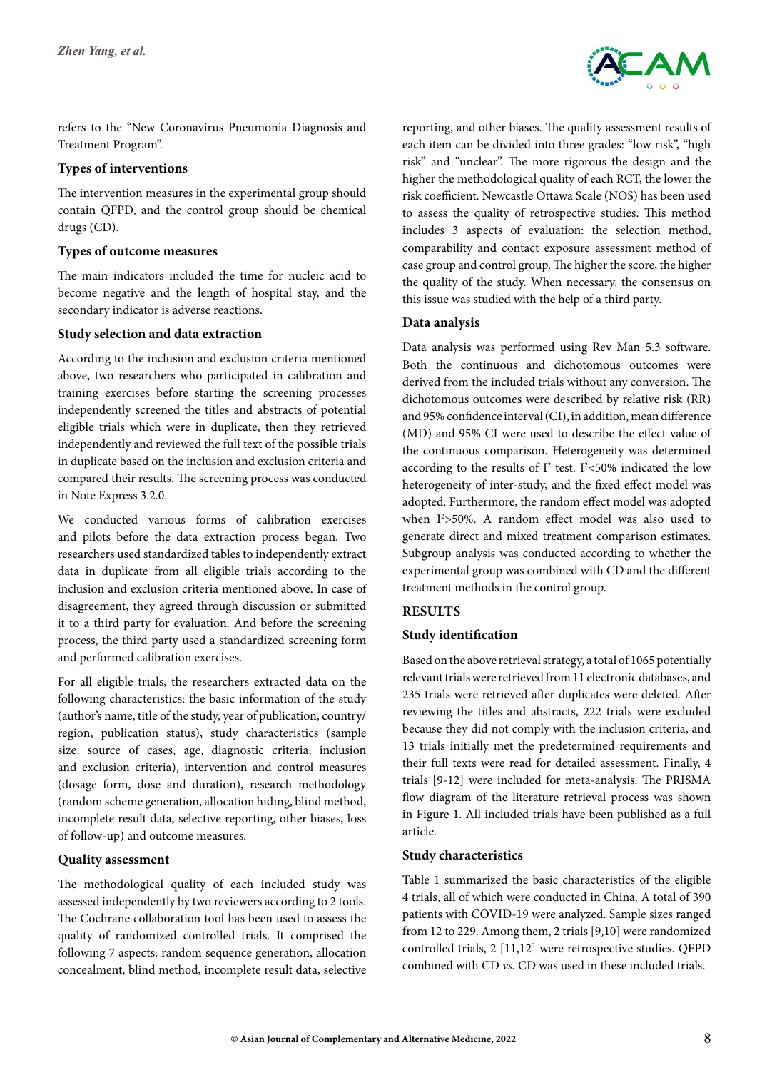refers to the "New Coronavirus Pneumonia Diagnosis and Treatment Program".

### Types of interventions

The intervention measures in the experimental group should contain QFPD, and the control group should be chemical drugs (CD).

### Types of outcome measures

The main indicators included the time for nucleic acid to become negative and the length of hospital stay, and the secondary indicator is adverse reactions.

### Study selection and data extraction

According to the inclusion and exclusion criteria mentioned above, two researchers who participated in calibration and training exercises before starting the screening processes independently screened the titles and abstracts of potential eligible trials which were in duplicate, then they retrieved independently and reviewed the full text of the possible trials in duplicate based on the inclusion and exclusion criteria and compared their results. The screening process was conducted in Note Express 3.2.0.

We conducted various forms of calibration exercises and pilots before the data extraction process began. Two researchers used standardized tables to independently extract data in duplicate from all eligible trials according to the inclusion and exclusion criteria mentioned above. In case of disagreement, they agreed through discussion or submitted it to a third party for evaluation. And before the screening process, the third party used a standardized screening form and performed calibration exercises.

For all eligible trials, the researchers extracted data on the following characteristics: the basic information of the study (author's name, title of the study, year of publication, country/region, publication status), study characteristics (sample size, source of cases, age, diagnostic criteria, inclusion and exclusion criteria), intervention and control measures (dosage form, dose and duration), research methodology (random scheme generation, allocation hiding, blind method, incomplete result data, selective reporting, other biases, loss of follow-up) and outcome measures.

### Quality assessment

The methodological quality of each included study was assessed independently by two reviewers according to 2 tools. The Cochrane collaboration tool has been used to assess the quality of randomized controlled trials. It comprised the following 7 aspects: random sequence generation, allocation concealment, blind method, incomplete result data, selective reporting, and other biases. The quality assessment results of each item can be divided into three grades: "low risk", "high risk" and "unclear". The more rigorous the design and the higher the methodological quality of each RCT, the lower the risk coefficient. Newcastle Ottawa Scale (NOS) has been used to assess the quality of retrospective studies. This method includes 3 aspects of evaluation: the selection method, comparability and contact exposure assessment method of case group and control group. The higher the score, the higher the quality of the study. When necessary, the consensus on this issue was studied with the help of a third party.

### Data analysis

Data analysis was performed using Rev Man 5.3 software. Both the continuous and dichotomous outcomes were derived from the included trials without any conversion. The dichotomous outcomes were described by relative risk (RR) and 95% confidence interval (CI), in addition, mean difference (MD) and 95% CI were used to describe the effect value of the continuous comparison. Heterogeneity was determined according to the results of $I^2$ test. $I^2$<50% indicated the low heterogeneity of inter-study, and the fixed effect model was adopted. Furthermore, the random effect model was adopted when $I^2$>50%. A random effect model was also used to generate direct and mixed treatment comparison estimates. Subgroup analysis was conducted according to whether the experimental group was combined with CD and the different treatment methods in the control group.

## RESULTS

### Study identification

Based on the above retrieval strategy, a total of 1065 potentially relevant trials were retrieved from 11 electronic databases, and 235 trials were retrieved after duplicates were deleted. After reviewing the titles and abstracts, 222 trials were excluded because they did not comply with the inclusion criteria, and 13 trials initially met the predetermined requirements and their full texts were read for detailed assessment. Finally, 4 trials [9-12] were included for meta-analysis. The PRISMA flow diagram of the literature retrieval process was shown in Figure 1. All included trials have been published as a full article.

### Study characteristics

Table 1 summarized the basic characteristics of the eligible 4 trials, all of which were conducted in China. A total of 390 patients with COVID-19 were analyzed. Sample sizes ranged from 12 to 229. Among them, 2 trials [9,10] were randomized controlled trials, 2 [11,12] were retrospective studies. QFPD combined with CD *vs.* CD was used in these included trials.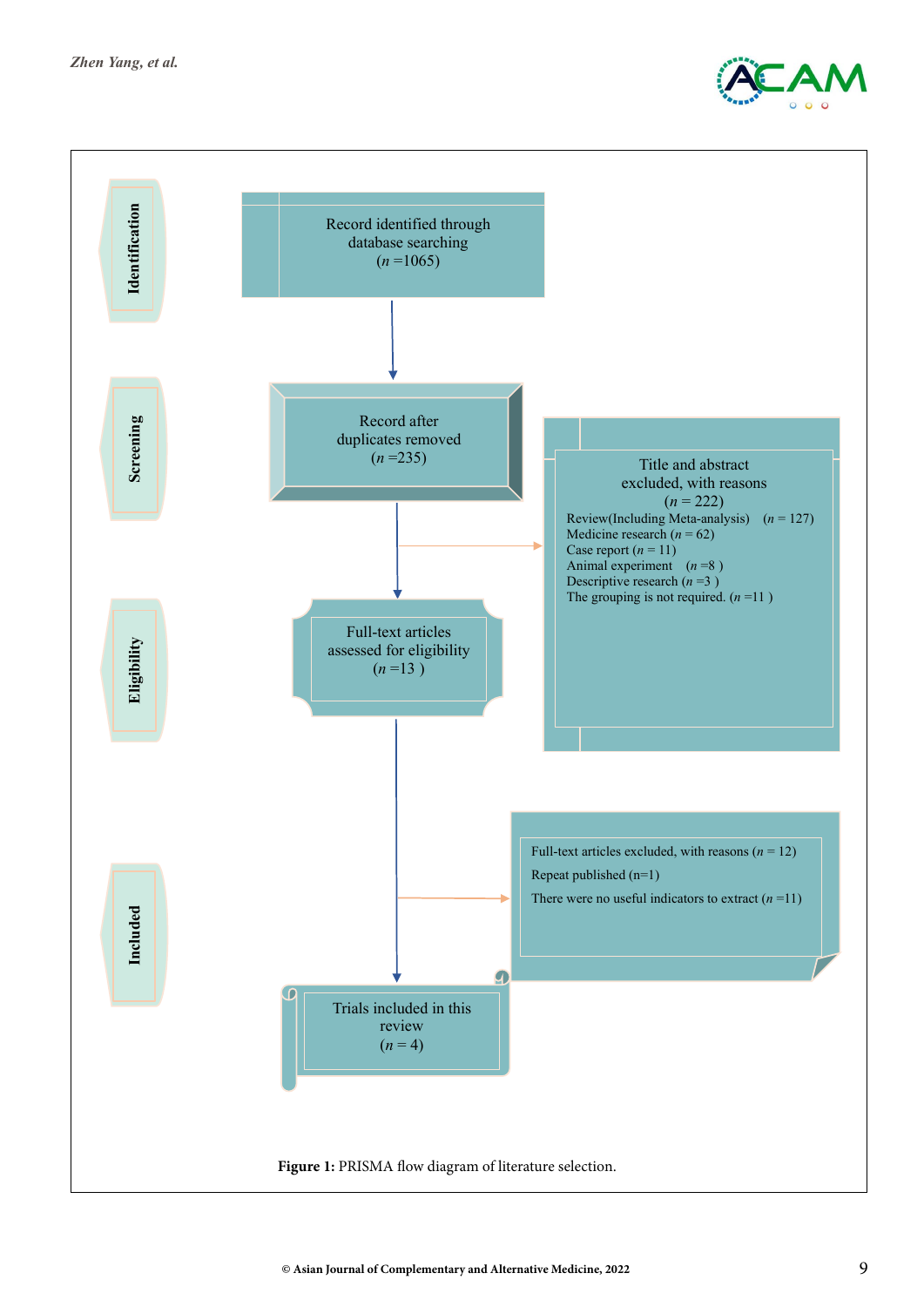Identification

Record identified through database searching
($n$ =1065)

Screening

Record after duplicates removed
($n$ =235)

Title and abstract excluded, with reasons
($n$ = 222)

Review(Including Meta-analysis) ($n$ = 127)
Medicine research ($n$ = 62)
Case report ($n$ = 11)
Animal experiment ($n$ =8 )
Descriptive research ($n$ =3 )
The grouping is not required. ($n$ =11 )

Eligibility

Full-text articles assessed for eligibility
($n$ =13 )

Full-text articles excluded, with reasons ($n$ = 12)
Repeat published (n=1)
There were no useful indicators to extract ($n$ =11)

Included

Trials included in this review
($n$ = 4)

**Figure 1:** PRISMA flow diagram of literature selection.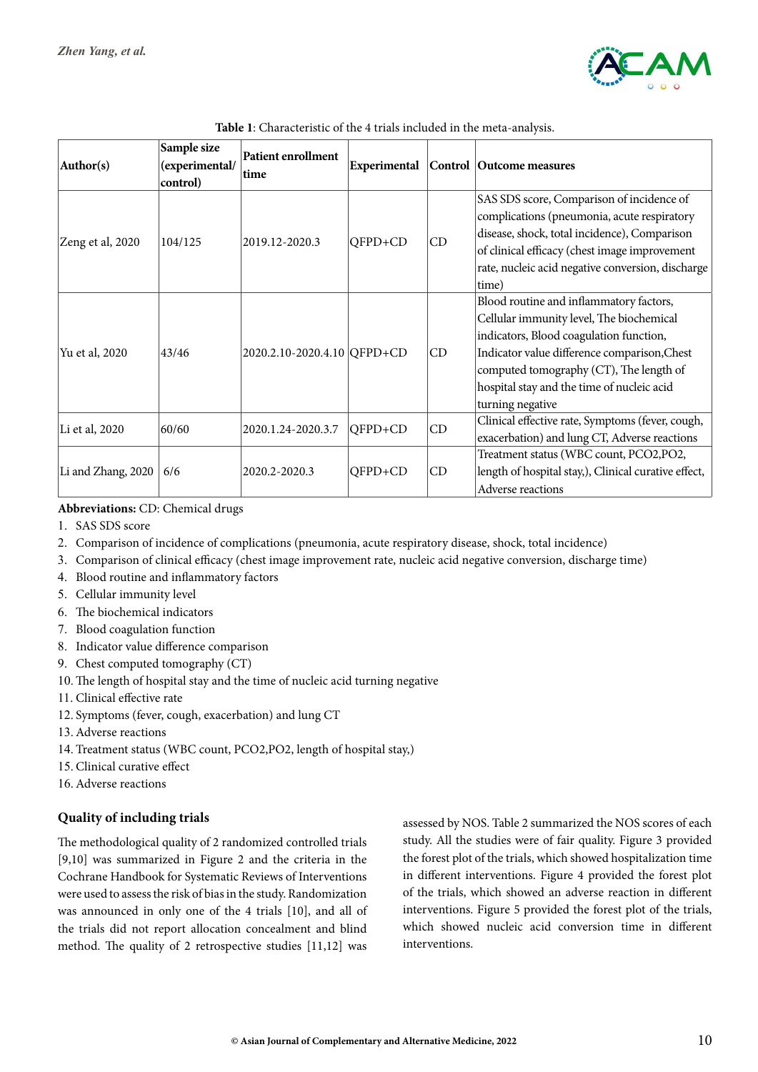**Table 1**: Characteristic of the 4 trials included in the meta-analysis.

| Author(s) | Sample size (experimental/ control) | Patient enrollment time | Experimental | Control | Outcome measures |
|---|---|---|---|---|---|
| Zeng et al, 2020 | 104/125 | 2019.12-2020.3 | QFPD+CD | CD | SAS SDS score, Comparison of incidence of complications (pneumonia, acute respiratory disease, shock, total incidence), Comparison of clinical efficacy (chest image improvement rate, nucleic acid negative conversion, discharge time) |
| Yu et al, 2020 | 43/46 | 2020.2.10-2020.4.10 | QFPD+CD | CD | Blood routine and inflammatory factors, Cellular immunity level, The biochemical indicators, Blood coagulation function, Indicator value difference comparison,Chest computed tomography (CT), The length of hospital stay and the time of nucleic acid turning negative |
| Li et al, 2020 | 60/60 | 2020.1.24-2020.3.7 | QFPD+CD | CD | Clinical effective rate, Symptoms (fever, cough, exacerbation) and lung CT, Adverse reactions |
| Li and Zhang, 2020 | 6/6 | 2020.2-2020.3 | QFPD+CD | CD | Treatment status (WBC count, PCO2,PO2, length of hospital stay,), Clinical curative effect, Adverse reactions |

**Abbreviations:** CD: Chemical drugs

1. SAS SDS score
2. Comparison of incidence of complications (pneumonia, acute respiratory disease, shock, total incidence)
3. Comparison of clinical efficacy (chest image improvement rate, nucleic acid negative conversion, discharge time)
4. Blood routine and inflammatory factors
5. Cellular immunity level
6. The biochemical indicators
7. Blood coagulation function
8. Indicator value difference comparison
9. Chest computed tomography (CT)
10. The length of hospital stay and the time of nucleic acid turning negative
11. Clinical effective rate
12. Symptoms (fever, cough, exacerbation) and lung CT
13. Adverse reactions
14. Treatment status (WBC count, PCO2,PO2, length of hospital stay,)
15. Clinical curative effect
16. Adverse reactions

### Quality of including trials

The methodological quality of 2 randomized controlled trials [9,10] was summarized in Figure 2 and the criteria in the Cochrane Handbook for Systematic Reviews of Interventions were used to assess the risk of bias in the study. Randomization was announced in only one of the 4 trials [10], and all of the trials did not report allocation concealment and blind method. The quality of 2 retrospective studies [11,12] was assessed by NOS. Table 2 summarized the NOS scores of each study. All the studies were of fair quality. Figure 3 provided the forest plot of the trials, which showed hospitalization time in different interventions. Figure 4 provided the forest plot of the trials, which showed an adverse reaction in different interventions. Figure 5 provided the forest plot of the trials, which showed nucleic acid conversion time in different interventions.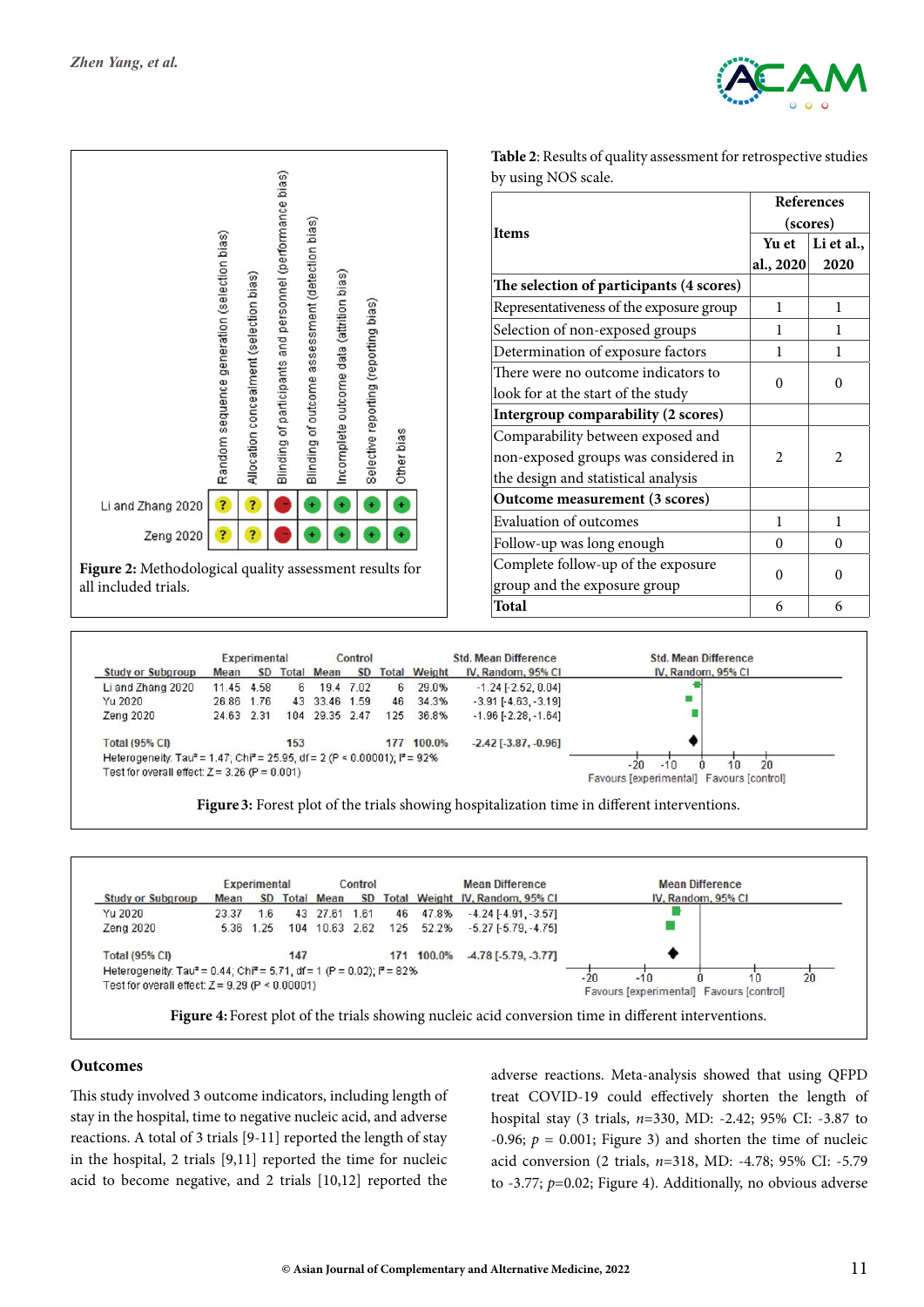Figure 2: Methodological quality assessment results for all included trials.

Table 2: Results of quality assessment for retrospective studies by using NOS scale.

| Items | References (scores) | |
|---|---|---|
| | Yu et al., 2020 | Li et al., 2020 |
| **The selection of participants (4 scores)** | | |
| Representativeness of the exposure group | 1 | 1 |
| Selection of non-exposed groups | 1 | 1 |
| Determination of exposure factors | 1 | 1 |
| There were no outcome indicators to look for at the start of the study | 0 | 0 |
| **Intergroup comparability (2 scores)** | | |
| Comparability between exposed and non-exposed groups was considered in the design and statistical analysis | 2 | 2 |
| **Outcome measurement (3 scores)** | | |
| Evaluation of outcomes | 1 | 1 |
| Follow-up was long enough | 0 | 0 |
| Complete follow-up of the exposure group and the exposure group | 0 | 0 |
| **Total** | 6 | 6 |

| Study or Subgroup | Experimental Mean | SD | Total | Control Mean | SD | Total | Weight | Std. Mean Difference IV, Random, 95% CI |
|---|---|---|---|---|---|---|---|---|
| Li and Zhang 2020 | 11.45 | 4.58 | 6 | 19.4 | 7.02 | 6 | 29.0% | -1.24 [-2.52, 0.04] |
| Yu 2020 | 26.86 | 1.76 | 43 | 33.46 | 1.59 | 46 | 34.3% | -3.91 [-4.63, -3.19] |
| Zeng 2020 | 24.63 | 2.31 | 104 | 29.35 | 2.47 | 125 | 36.8% | -1.96 [-2.28, -1.64] |
| Total (95% CI) | | | 153 | | | 177 | 100.0% | -2.42 [-3.87, -0.96] |

Heterogeneity: Tau² = 1.47; Chi² = 25.95, df = 2 (P < 0.00001); I² = 92%
Test for overall effect: Z = 3.26 (P = 0.001)

Figure 3: Forest plot of the trials showing hospitalization time in different interventions.

| Study or Subgroup | Experimental Mean | SD | Total | Control Mean | SD | Total | Weight | Mean Difference IV, Random, 95% CI |
|---|---|---|---|---|---|---|---|---|
| Yu 2020 | 23.37 | 1.6 | 43 | 27.61 | 1.61 | 46 | 47.8% | -4.24 [-4.91, -3.57] |
| Zeng 2020 | 5.36 | 1.25 | 104 | 10.63 | 2.62 | 125 | 52.2% | -5.27 [-5.79, -4.75] |
| Total (95% CI) | | | 147 | | | 171 | 100.0% | -4.78 [-5.79, -3.77] |

Heterogeneity: Tau² = 0.44; Chi² = 5.71, df = 1 (P = 0.02); I² = 82%
Test for overall effect: Z = 9.29 (P < 0.00001)

Figure 4: Forest plot of the trials showing nucleic acid conversion time in different interventions.

## Outcomes

This study involved 3 outcome indicators, including length of stay in the hospital, time to negative nucleic acid, and adverse reactions. A total of 3 trials [9-11] reported the length of stay in the hospital, 2 trials [9,11] reported the time for nucleic acid to become negative, and 2 trials [10,12] reported the adverse reactions. Meta-analysis showed that using QFPD treat COVID-19 could effectively shorten the length of hospital stay (3 trials, $n$=330, MD: -2.42; 95% CI: -3.87 to -0.96; $p$ = 0.001; Figure 3) and shorten the time of nucleic acid conversion (2 trials, $n$=318, MD: -4.78; 95% CI: -5.79 to -3.77; $p$=0.02; Figure 4). Additionally, no obvious adverse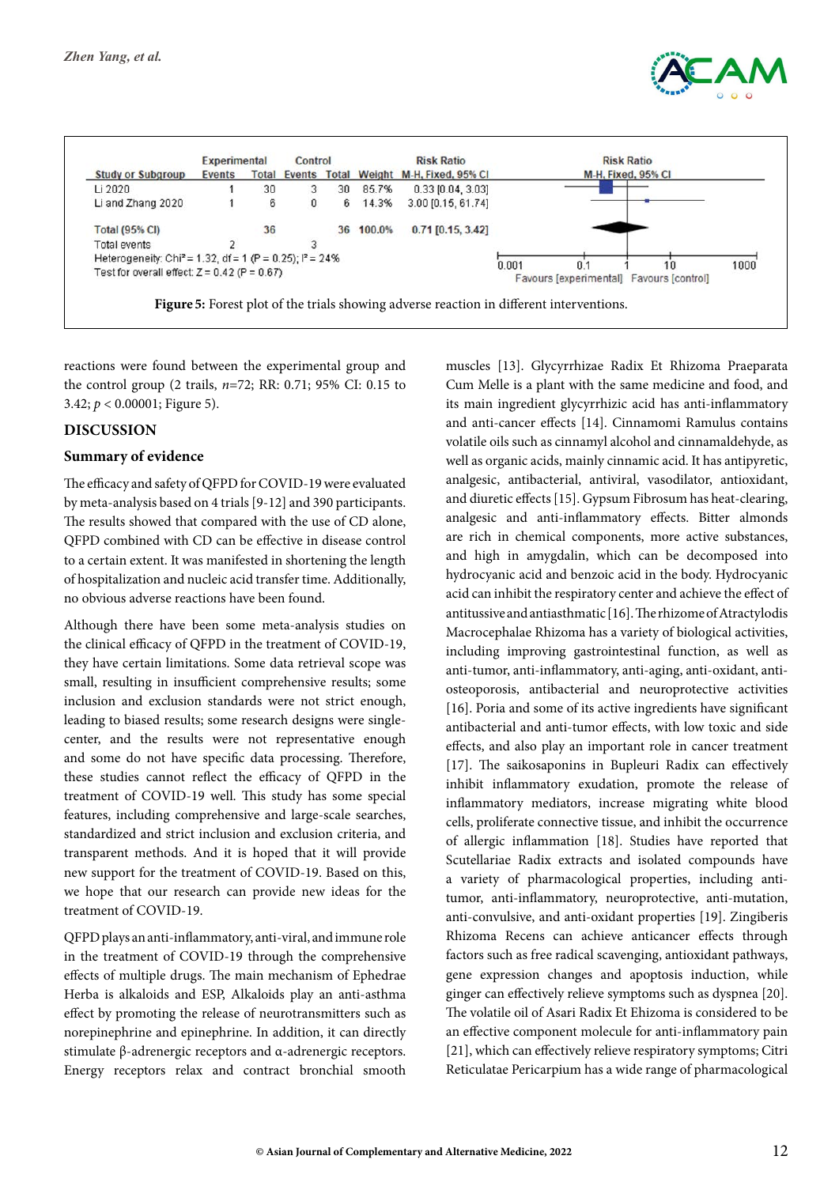| Study or Subgroup | Experimental Events | Experimental Total | Control Events | Control Total | Weight | Risk Ratio M-H, Fixed, 95% CI |
|---|---|---|---|---|---|---|
| Li 2020 | 1 | 30 | 3 | 30 | 85.7% | 0.33 [0.04, 3.03] |
| Li and Zhang 2020 | 1 | 6 | 0 | 6 | 14.3% | 3.00 [0.15, 61.74] |
| **Total (95% CI)** | | **36** | | **36** | **100.0%** | **0.71 [0.15, 3.42]** |
| Total events | 2 | | 3 | | | |

Heterogeneity: $Chi^2 = 1.32$, df = 1 (P = 0.25); $I^2 = 24\%$

Test for overall effect: Z = 0.42 (P = 0.67)

Favours [experimental] Favours [control]

**Figure 5:** Forest plot of the trials showing adverse reaction in different interventions.

reactions were found between the experimental group and the control group (2 trails, $n$=72; RR: 0.71; 95% CI: 0.15 to 3.42; $p < 0.00001$; Figure 5).

## DISCUSSION

### Summary of evidence

The efficacy and safety of QFPD for COVID-19 were evaluated by meta-analysis based on 4 trials [9-12] and 390 participants. The results showed that compared with the use of CD alone, QFPD combined with CD can be effective in disease control to a certain extent. It was manifested in shortening the length of hospitalization and nucleic acid transfer time. Additionally, no obvious adverse reactions have been found.

Although there have been some meta-analysis studies on the clinical efficacy of QFPD in the treatment of COVID-19, they have certain limitations. Some data retrieval scope was small, resulting in insufficient comprehensive results; some inclusion and exclusion standards were not strict enough, leading to biased results; some research designs were single-center, and the results were not representative enough and some do not have specific data processing. Therefore, these studies cannot reflect the efficacy of QFPD in the treatment of COVID-19 well. This study has some special features, including comprehensive and large-scale searches, standardized and strict inclusion and exclusion criteria, and transparent methods. And it is hoped that it will provide new support for the treatment of COVID-19. Based on this, we hope that our research can provide new ideas for the treatment of COVID-19.

QFPD plays an anti-inflammatory, anti-viral, and immune role in the treatment of COVID-19 through the comprehensive effects of multiple drugs. The main mechanism of Ephedrae Herba is alkaloids and ESP, Alkaloids play an anti-asthma effect by promoting the release of neurotransmitters such as norepinephrine and epinephrine. In addition, it can directly stimulate β-adrenergic receptors and α-adrenergic receptors. Energy receptors relax and contract bronchial smooth muscles [13]. Glycyrrhizae Radix Et Rhizoma Praeparata Cum Melle is a plant with the same medicine and food, and its main ingredient glycyrrhizic acid has anti-inflammatory and anti-cancer effects [14]. Cinnamomi Ramulus contains volatile oils such as cinnamyl alcohol and cinnamaldehyde, as well as organic acids, mainly cinnamic acid. It has antipyretic, analgesic, antibacterial, antiviral, vasodilator, antioxidant, and diuretic effects [15]. Gypsum Fibrosum has heat-clearing, analgesic and anti-inflammatory effects. Bitter almonds are rich in chemical components, more active substances, and high in amygdalin, which can be decomposed into hydrocyanic acid and benzoic acid in the body. Hydrocyanic acid can inhibit the respiratory center and achieve the effect of antitussive and antiasthmatic [16]. The rhizome of Atractylodis Macrocephalae Rhizoma has a variety of biological activities, including improving gastrointestinal function, as well as anti-tumor, anti-inflammatory, anti-aging, anti-oxidant, anti-osteoporosis, antibacterial and neuroprotective activities [16]. Poria and some of its active ingredients have significant antibacterial and anti-tumor effects, with low toxic and side effects, and also play an important role in cancer treatment [17]. The saikosaponins in Bupleuri Radix can effectively inhibit inflammatory exudation, promote the release of inflammatory mediators, increase migrating white blood cells, proliferate connective tissue, and inhibit the occurrence of allergic inflammation [18]. Studies have reported that Scutellariae Radix extracts and isolated compounds have a variety of pharmacological properties, including anti-tumor, anti-inflammatory, neuroprotective, anti-mutation, anti-convulsive, and anti-oxidant properties [19]. Zingiberis Rhizoma Recens can achieve anticancer effects through factors such as free radical scavenging, antioxidant pathways, gene expression changes and apoptosis induction, while ginger can effectively relieve symptoms such as dyspnea [20]. The volatile oil of Asari Radix Et Ehizoma is considered to be an effective component molecule for anti-inflammatory pain [21], which can effectively relieve respiratory symptoms; Citri Reticulatae Pericarpium has a wide range of pharmacological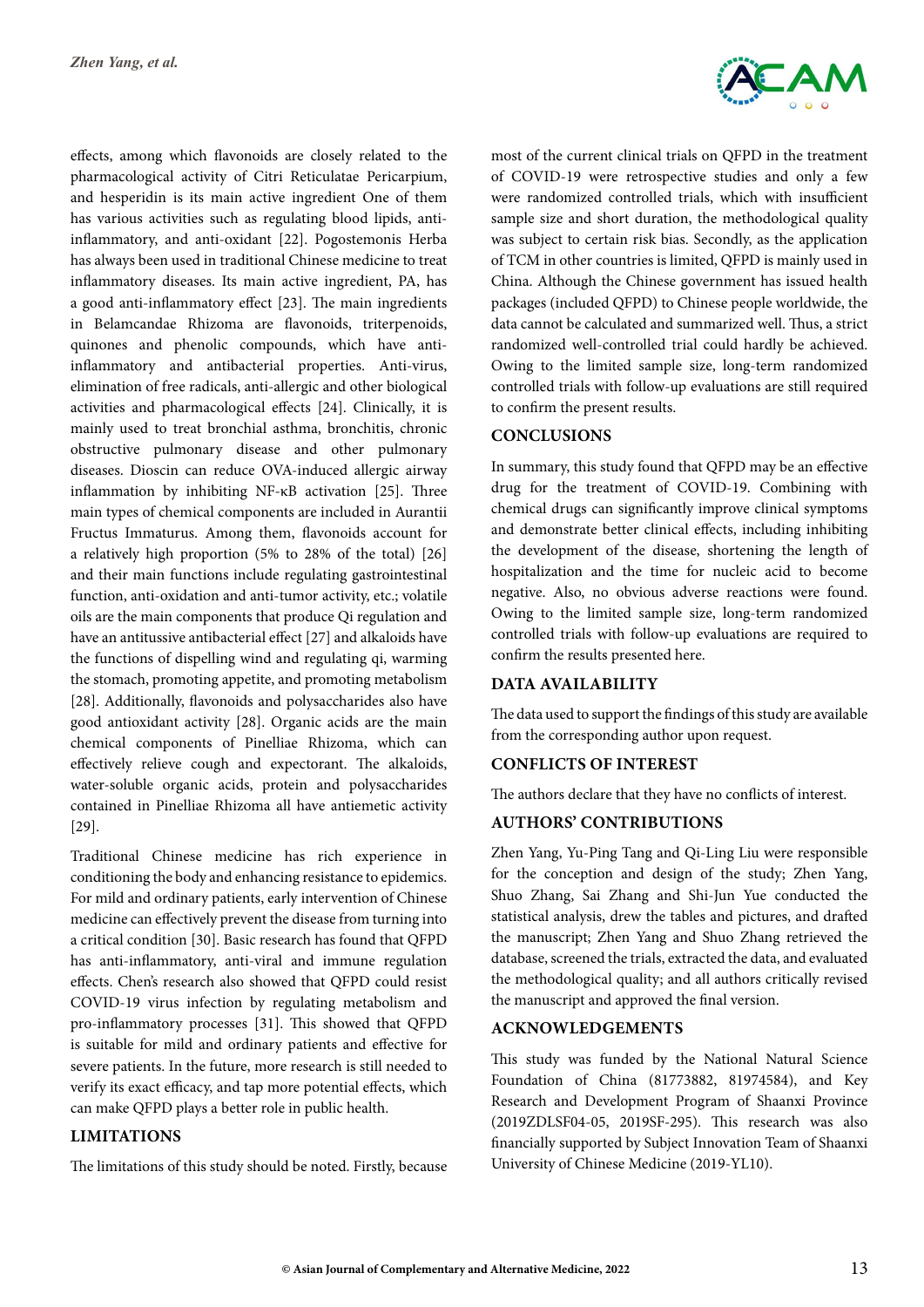effects, among which flavonoids are closely related to the pharmacological activity of Citri Reticulatae Pericarpium, and hesperidin is its main active ingredient One of them has various activities such as regulating blood lipids, anti-inflammatory, and anti-oxidant [22]. Pogostemonis Herba has always been used in traditional Chinese medicine to treat inflammatory diseases. Its main active ingredient, PA, has a good anti-inflammatory effect [23]. The main ingredients in Belamcandae Rhizoma are flavonoids, triterpenoids, quinones and phenolic compounds, which have anti-inflammatory and antibacterial properties. Anti-virus, elimination of free radicals, anti-allergic and other biological activities and pharmacological effects [24]. Clinically, it is mainly used to treat bronchial asthma, bronchitis, chronic obstructive pulmonary disease and other pulmonary diseases. Dioscin can reduce OVA-induced allergic airway inflammation by inhibiting NF-κB activation [25]. Three main types of chemical components are included in Aurantii Fructus Immaturus. Among them, flavonoids account for a relatively high proportion (5% to 28% of the total) [26] and their main functions include regulating gastrointestinal function, anti-oxidation and anti-tumor activity, etc.; volatile oils are the main components that produce Qi regulation and have an antitussive antibacterial effect [27] and alkaloids have the functions of dispelling wind and regulating qi, warming the stomach, promoting appetite, and promoting metabolism [28]. Additionally, flavonoids and polysaccharides also have good antioxidant activity [28]. Organic acids are the main chemical components of Pinelliae Rhizoma, which can effectively relieve cough and expectorant. The alkaloids, water-soluble organic acids, protein and polysaccharides contained in Pinelliae Rhizoma all have antiemetic activity [29].

Traditional Chinese medicine has rich experience in conditioning the body and enhancing resistance to epidemics. For mild and ordinary patients, early intervention of Chinese medicine can effectively prevent the disease from turning into a critical condition [30]. Basic research has found that QFPD has anti-inflammatory, anti-viral and immune regulation effects. Chen's research also showed that QFPD could resist COVID-19 virus infection by regulating metabolism and pro-inflammatory processes [31]. This showed that QFPD is suitable for mild and ordinary patients and effective for severe patients. In the future, more research is still needed to verify its exact efficacy, and tap more potential effects, which can make QFPD plays a better role in public health.

## LIMITATIONS

The limitations of this study should be noted. Firstly, because most of the current clinical trials on QFPD in the treatment of COVID-19 were retrospective studies and only a few were randomized controlled trials, which with insufficient sample size and short duration, the methodological quality was subject to certain risk bias. Secondly, as the application of TCM in other countries is limited, QFPD is mainly used in China. Although the Chinese government has issued health packages (included QFPD) to Chinese people worldwide, the data cannot be calculated and summarized well. Thus, a strict randomized well-controlled trial could hardly be achieved. Owing to the limited sample size, long-term randomized controlled trials with follow-up evaluations are still required to confirm the present results.

## CONCLUSIONS

In summary, this study found that QFPD may be an effective drug for the treatment of COVID-19. Combining with chemical drugs can significantly improve clinical symptoms and demonstrate better clinical effects, including inhibiting the development of the disease, shortening the length of hospitalization and the time for nucleic acid to become negative. Also, no obvious adverse reactions were found. Owing to the limited sample size, long-term randomized controlled trials with follow-up evaluations are required to confirm the results presented here.

## DATA AVAILABILITY

The data used to support the findings of this study are available from the corresponding author upon request.

## CONFLICTS OF INTEREST

The authors declare that they have no conflicts of interest.

## AUTHORS' CONTRIBUTIONS

Zhen Yang, Yu-Ping Tang and Qi-Ling Liu were responsible for the conception and design of the study; Zhen Yang, Shuo Zhang, Sai Zhang and Shi-Jun Yue conducted the statistical analysis, drew the tables and pictures, and drafted the manuscript; Zhen Yang and Shuo Zhang retrieved the database, screened the trials, extracted the data, and evaluated the methodological quality; and all authors critically revised the manuscript and approved the final version.

## ACKNOWLEDGEMENTS

This study was funded by the National Natural Science Foundation of China (81773882, 81974584), and Key Research and Development Program of Shaanxi Province (2019ZDLSF04-05, 2019SF-295). This research was also financially supported by Subject Innovation Team of Shaanxi University of Chinese Medicine (2019-YL10).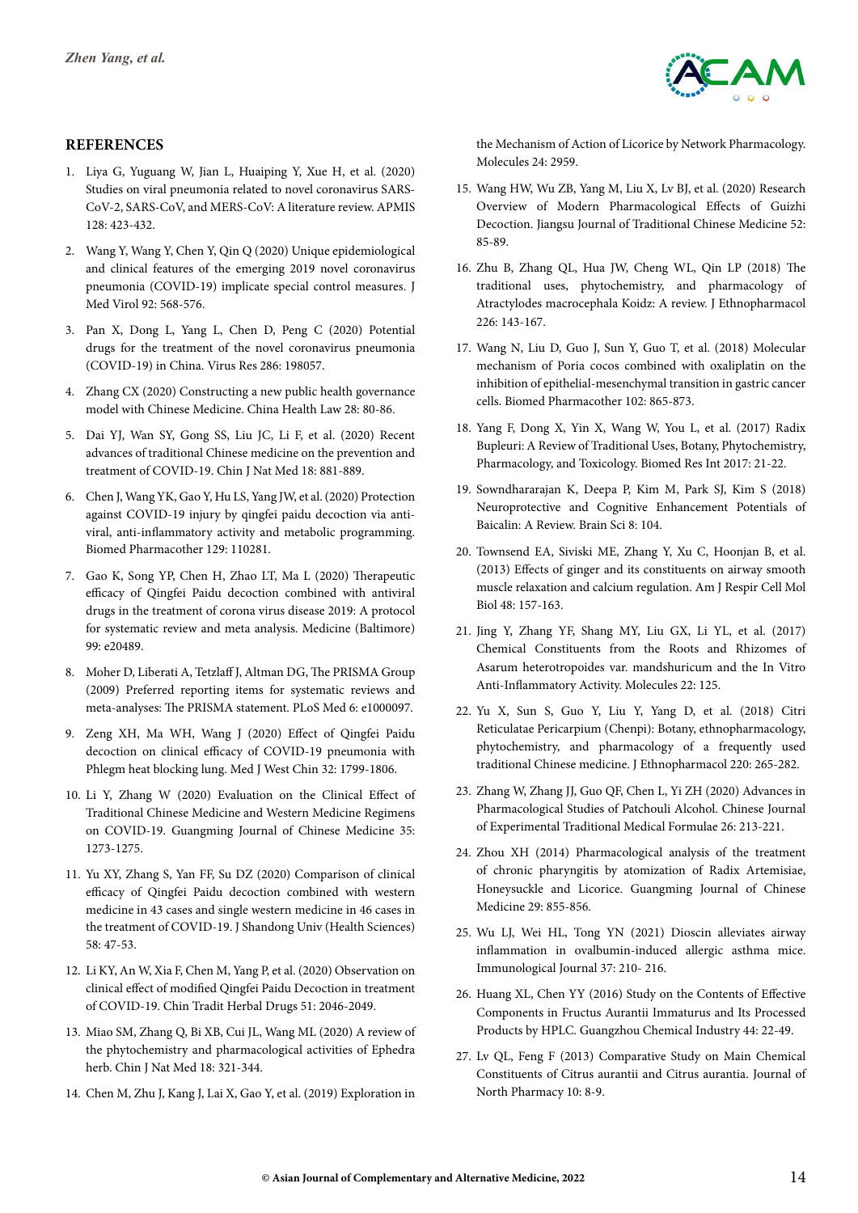## REFERENCES

1. Liya G, Yuguang W, Jian L, Huaiping Y, Xue H, et al. (2020) Studies on viral pneumonia related to novel coronavirus SARS-CoV-2, SARS-CoV, and MERS-CoV: A literature review. APMIS 128: 423-432.

2. Wang Y, Wang Y, Chen Y, Qin Q (2020) Unique epidemiological and clinical features of the emerging 2019 novel coronavirus pneumonia (COVID-19) implicate special control measures. J Med Virol 92: 568-576.

3. Pan X, Dong L, Yang L, Chen D, Peng C (2020) Potential drugs for the treatment of the novel coronavirus pneumonia (COVID-19) in China. Virus Res 286: 198057.

4. Zhang CX (2020) Constructing a new public health governance model with Chinese Medicine. China Health Law 28: 80-86.

5. Dai YJ, Wan SY, Gong SS, Liu JC, Li F, et al. (2020) Recent advances of traditional Chinese medicine on the prevention and treatment of COVID-19. Chin J Nat Med 18: 881-889.

6. Chen J, Wang YK, Gao Y, Hu LS, Yang JW, et al. (2020) Protection against COVID-19 injury by qingfei paidu decoction via anti-viral, anti-inflammatory activity and metabolic programming. Biomed Pharmacother 129: 110281.

7. Gao K, Song YP, Chen H, Zhao LT, Ma L (2020) Therapeutic efficacy of Qingfei Paidu decoction combined with antiviral drugs in the treatment of corona virus disease 2019: A protocol for systematic review and meta analysis. Medicine (Baltimore) 99: e20489.

8. Moher D, Liberati A, Tetzlaff J, Altman DG, The PRISMA Group (2009) Preferred reporting items for systematic reviews and meta-analyses: The PRISMA statement. PLoS Med 6: e1000097.

9. Zeng XH, Ma WH, Wang J (2020) Effect of Qingfei Paidu decoction on clinical efficacy of COVID-19 pneumonia with Phlegm heat blocking lung. Med J West Chin 32: 1799-1806.

10. Li Y, Zhang W (2020) Evaluation on the Clinical Effect of Traditional Chinese Medicine and Western Medicine Regimens on COVID-19. Guangming Journal of Chinese Medicine 35: 1273-1275.

11. Yu XY, Zhang S, Yan FF, Su DZ (2020) Comparison of clinical efficacy of Qingfei Paidu decoction combined with western medicine in 43 cases and single western medicine in 46 cases in the treatment of COVID-19. J Shandong Univ (Health Sciences) 58: 47-53.

12. Li KY, An W, Xia F, Chen M, Yang P, et al. (2020) Observation on clinical effect of modified Qingfei Paidu Decoction in treatment of COVID-19. Chin Tradit Herbal Drugs 51: 2046-2049.

13. Miao SM, Zhang Q, Bi XB, Cui JL, Wang ML (2020) A review of the phytochemistry and pharmacological activities of Ephedra herb. Chin J Nat Med 18: 321-344.

14. Chen M, Zhu J, Kang J, Lai X, Gao Y, et al. (2019) Exploration in the Mechanism of Action of Licorice by Network Pharmacology. Molecules 24: 2959.

15. Wang HW, Wu ZB, Yang M, Liu X, Lv BJ, et al. (2020) Research Overview of Modern Pharmacological Effects of Guizhi Decoction. Jiangsu Journal of Traditional Chinese Medicine 52: 85-89.

16. Zhu B, Zhang QL, Hua JW, Cheng WL, Qin LP (2018) The traditional uses, phytochemistry, and pharmacology of Atractylodes macrocephala Koidz: A review. J Ethnopharmacol 226: 143-167.

17. Wang N, Liu D, Guo J, Sun Y, Guo T, et al. (2018) Molecular mechanism of Poria cocos combined with oxaliplatin on the inhibition of epithelial-mesenchymal transition in gastric cancer cells. Biomed Pharmacother 102: 865-873.

18. Yang F, Dong X, Yin X, Wang W, You L, et al. (2017) Radix Bupleuri: A Review of Traditional Uses, Botany, Phytochemistry, Pharmacology, and Toxicology. Biomed Res Int 2017: 21-22.

19. Sowndhararajan K, Deepa P, Kim M, Park SJ, Kim S (2018) Neuroprotective and Cognitive Enhancement Potentials of Baicalin: A Review. Brain Sci 8: 104.

20. Townsend EA, Siviski ME, Zhang Y, Xu C, Hoonjan B, et al. (2013) Effects of ginger and its constituents on airway smooth muscle relaxation and calcium regulation. Am J Respir Cell Mol Biol 48: 157-163.

21. Jing Y, Zhang YF, Shang MY, Liu GX, Li YL, et al. (2017) Chemical Constituents from the Roots and Rhizomes of Asarum heterotropoides var. mandshuricum and the In Vitro Anti-Inflammatory Activity. Molecules 22: 125.

22. Yu X, Sun S, Guo Y, Liu Y, Yang D, et al. (2018) Citri Reticulatae Pericarpium (Chenpi): Botany, ethnopharmacology, phytochemistry, and pharmacology of a frequently used traditional Chinese medicine. J Ethnopharmacol 220: 265-282.

23. Zhang W, Zhang JJ, Guo QF, Chen L, Yi ZH (2020) Advances in Pharmacological Studies of Patchouli Alcohol. Chinese Journal of Experimental Traditional Medical Formulae 26: 213-221.

24. Zhou XH (2014) Pharmacological analysis of the treatment of chronic pharyngitis by atomization of Radix Artemisiae, Honeysuckle and Licorice. Guangming Journal of Chinese Medicine 29: 855-856.

25. Wu LJ, Wei HL, Tong YN (2021) Dioscin alleviates airway inflammation in ovalbumin-induced allergic asthma mice. Immunological Journal 37: 210- 216.

26. Huang XL, Chen YY (2016) Study on the Contents of Effective Components in Fructus Aurantii Immaturus and Its Processed Products by HPLC. Guangzhou Chemical Industry 44: 22-49.

27. Lv QL, Feng F (2013) Comparative Study on Main Chemical Constituents of Citrus aurantii and Citrus aurantia. Journal of North Pharmacy 10: 8-9.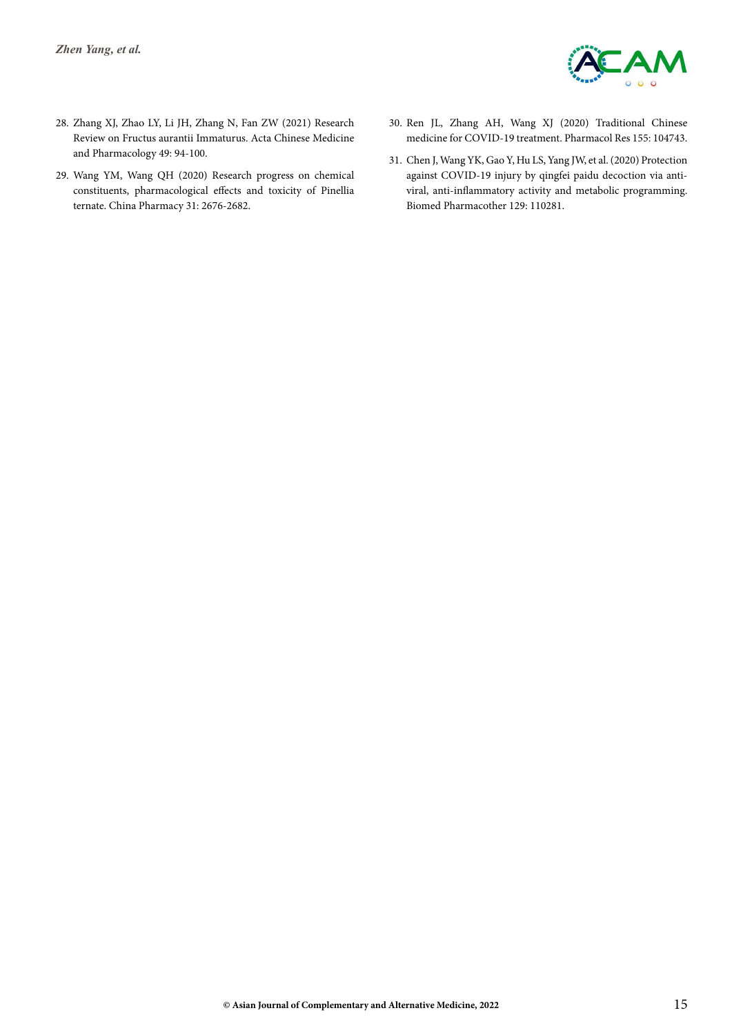28. Zhang XJ, Zhao LY, Li JH, Zhang N, Fan ZW (2021) Research Review on Fructus aurantii Immaturus. Acta Chinese Medicine and Pharmacology 49: 94-100.
29. Wang YM, Wang QH (2020) Research progress on chemical constituents, pharmacological effects and toxicity of Pinellia ternate. China Pharmacy 31: 2676-2682.
30. Ren JL, Zhang AH, Wang XJ (2020) Traditional Chinese medicine for COVID-19 treatment. Pharmacol Res 155: 104743.
31. Chen J, Wang YK, Gao Y, Hu LS, Yang JW, et al. (2020) Protection against COVID-19 injury by qingfei paidu decoction via anti-viral, anti-inflammatory activity and metabolic programming. Biomed Pharmacother 129: 110281.